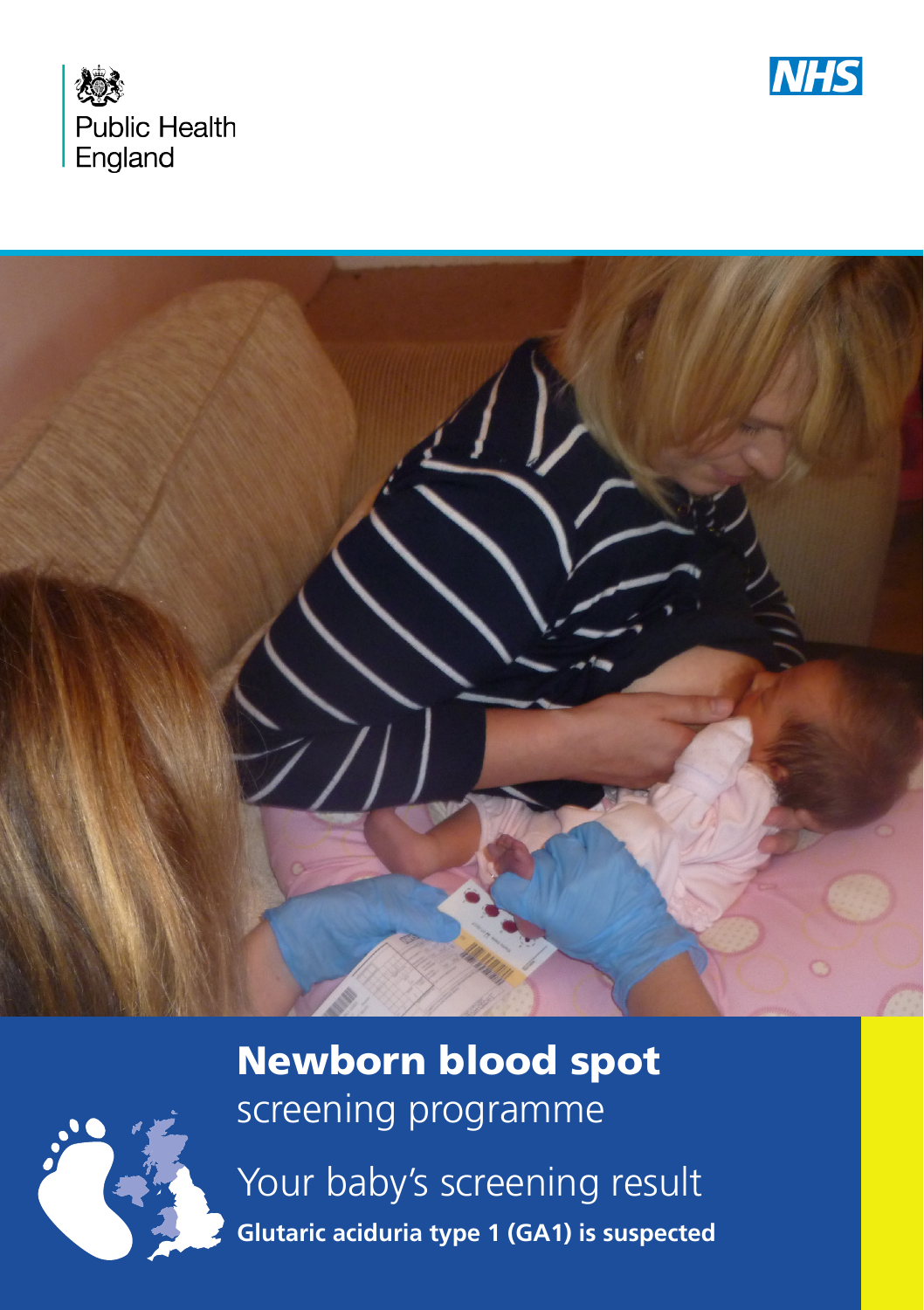Public Health England

NHS

# Newborn blood spot screening programme

## Your baby's screening result

**Glutaric aciduria type 1 (GA1) is suspected**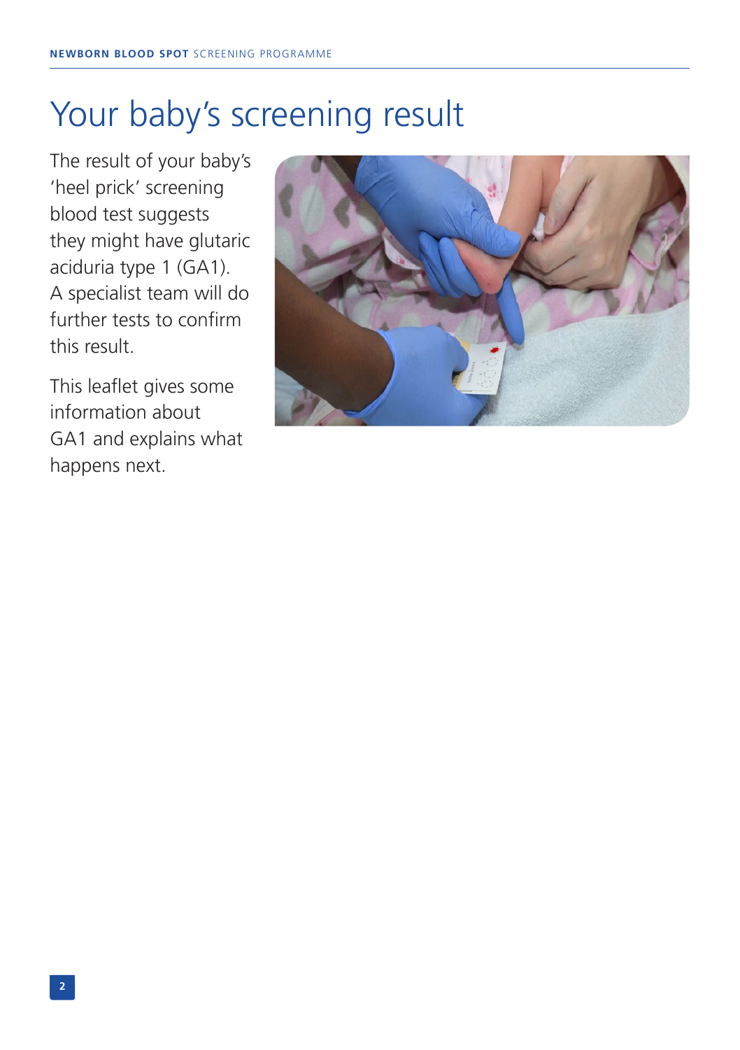# Your baby's screening result

The result of your baby's 'heel prick' screening blood test suggests they might have glutaric aciduria type 1 (GA1). A specialist team will do further tests to confirm this result.

This leaflet gives some information about GA1 and explains what happens next.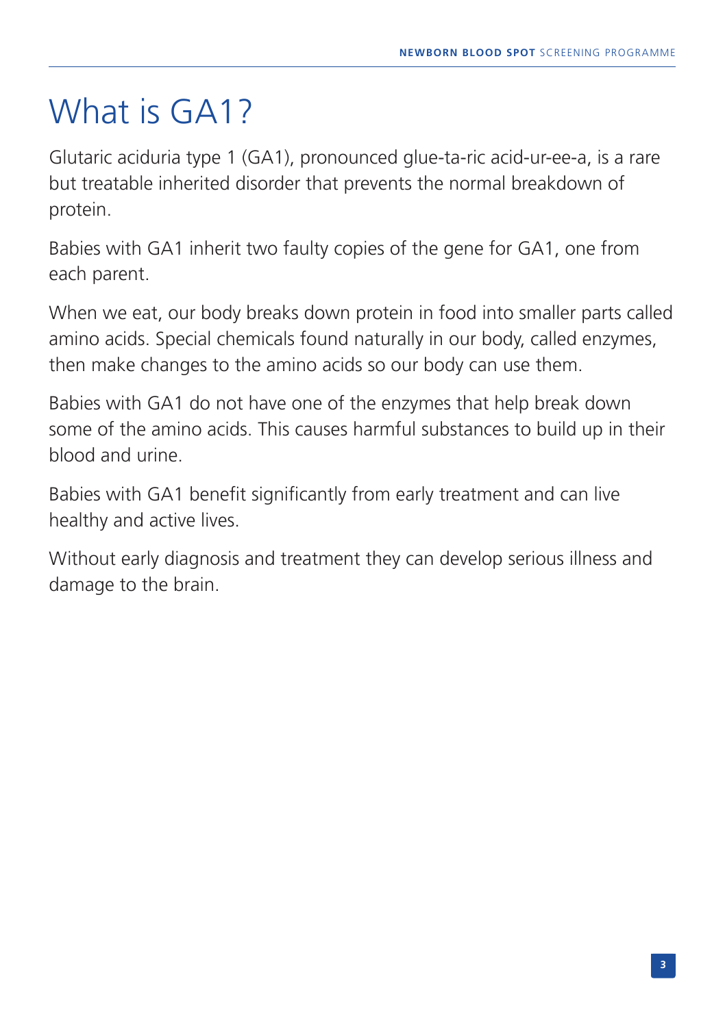# What is GA1?

Glutaric aciduria type 1 (GA1), pronounced glue-ta-ric acid-ur-ee-a, is a rare but treatable inherited disorder that prevents the normal breakdown of protein.

Babies with GA1 inherit two faulty copies of the gene for GA1, one from each parent.

When we eat, our body breaks down protein in food into smaller parts called amino acids. Special chemicals found naturally in our body, called enzymes, then make changes to the amino acids so our body can use them.

Babies with GA1 do not have one of the enzymes that help break down some of the amino acids. This causes harmful substances to build up in their blood and urine.

Babies with GA1 benefit significantly from early treatment and can live healthy and active lives.

Without early diagnosis and treatment they can develop serious illness and damage to the brain.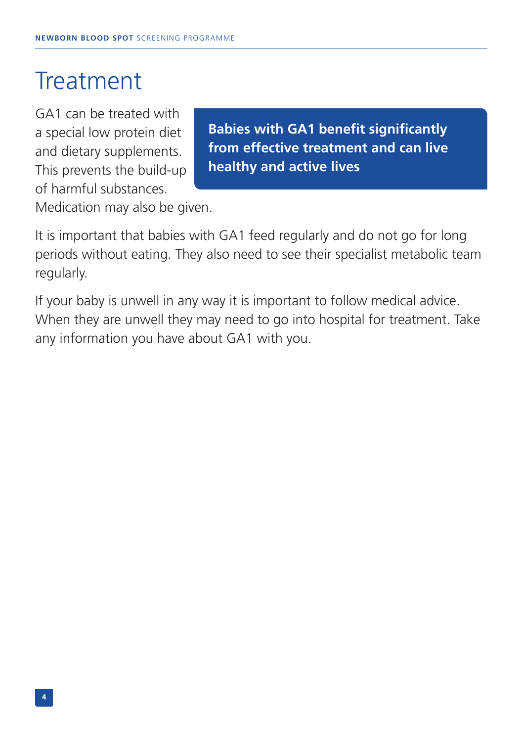# Treatment

GA1 can be treated with a special low protein diet and dietary supplements. This prevents the build-up of harmful substances. Medication may also be given.

**Babies with GA1 benefit significantly from effective treatment and can live healthy and active lives**

It is important that babies with GA1 feed regularly and do not go for long periods without eating. They also need to see their specialist metabolic team regularly.

If your baby is unwell in any way it is important to follow medical advice. When they are unwell they may need to go into hospital for treatment. Take any information you have about GA1 with you.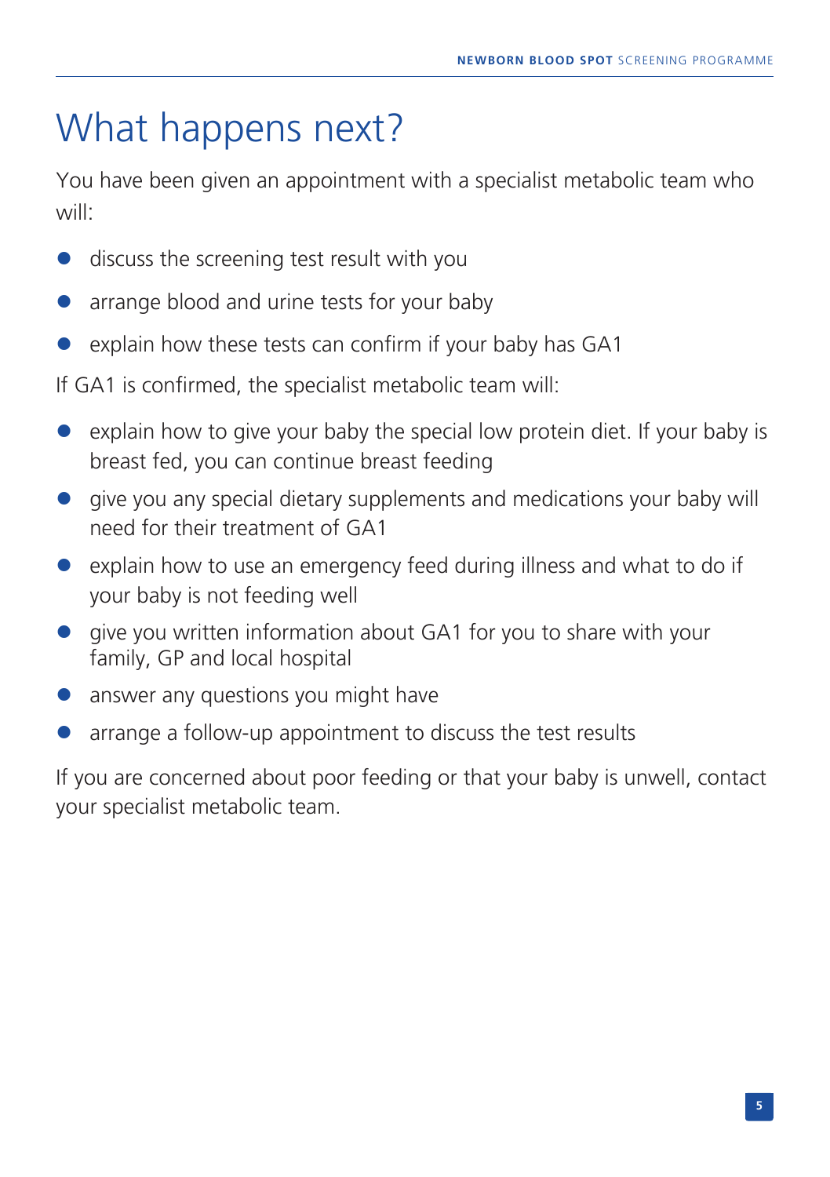# What happens next?

You have been given an appointment with a specialist metabolic team who will:

- discuss the screening test result with you
- arrange blood and urine tests for your baby
- explain how these tests can confirm if your baby has GA1

If GA1 is confirmed, the specialist metabolic team will:

- explain how to give your baby the special low protein diet. If your baby is breast fed, you can continue breast feeding
- give you any special dietary supplements and medications your baby will need for their treatment of GA1
- explain how to use an emergency feed during illness and what to do if your baby is not feeding well
- give you written information about GA1 for you to share with your family, GP and local hospital
- answer any questions you might have
- arrange a follow-up appointment to discuss the test results

If you are concerned about poor feeding or that your baby is unwell, contact your specialist metabolic team.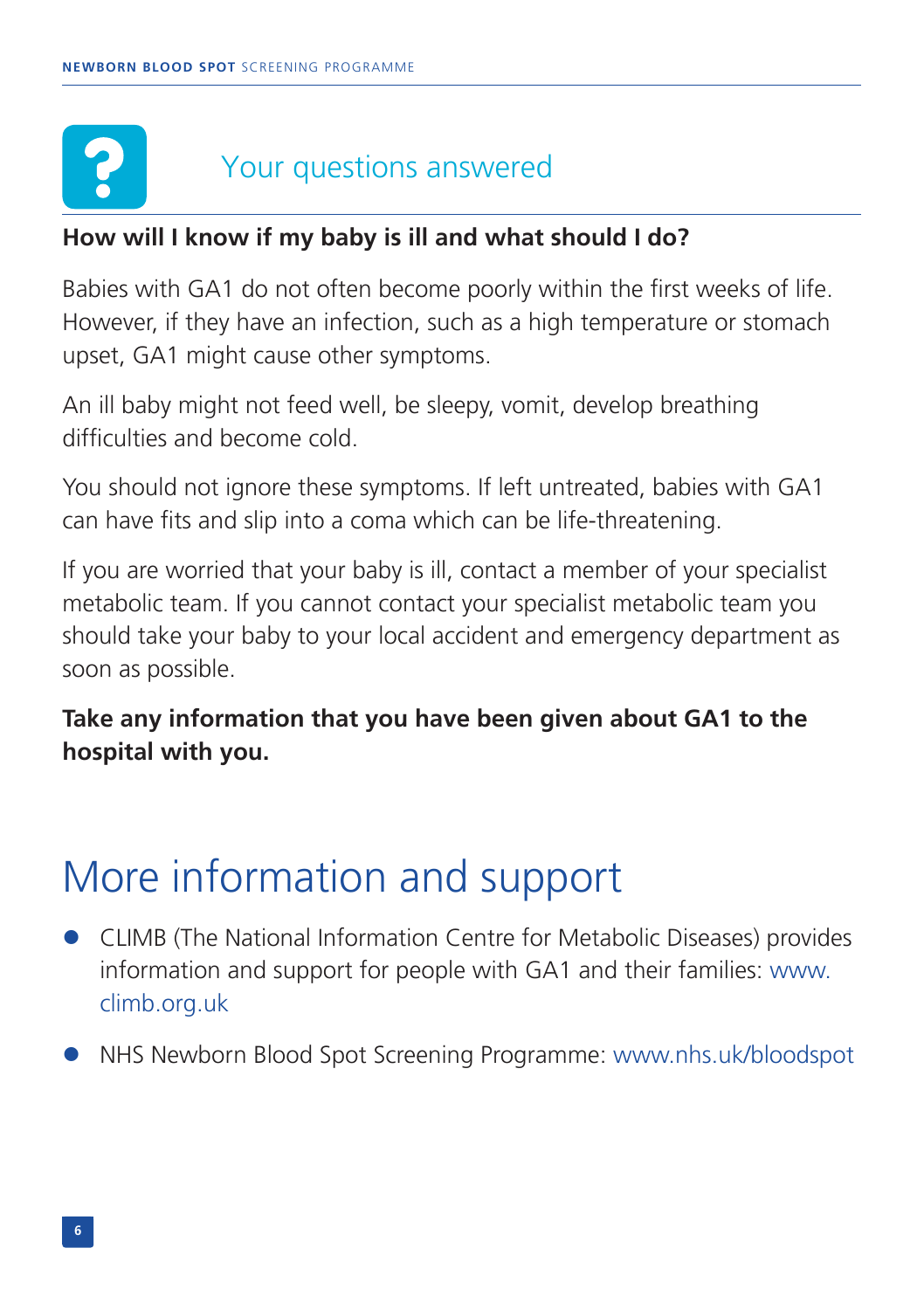## Your questions answered

**How will I know if my baby is ill and what should I do?**

Babies with GA1 do not often become poorly within the first weeks of life. However, if they have an infection, such as a high temperature or stomach upset, GA1 might cause other symptoms.

An ill baby might not feed well, be sleepy, vomit, develop breathing difficulties and become cold.

You should not ignore these symptoms. If left untreated, babies with GA1 can have fits and slip into a coma which can be life-threatening.

If you are worried that your baby is ill, contact a member of your specialist metabolic team. If you cannot contact your specialist metabolic team you should take your baby to your local accident and emergency department as soon as possible.

**Take any information that you have been given about GA1 to the hospital with you.**

# More information and support

- CLIMB (The National Information Centre for Metabolic Diseases) provides information and support for people with GA1 and their families: www.climb.org.uk
- NHS Newborn Blood Spot Screening Programme: www.nhs.uk/bloodspot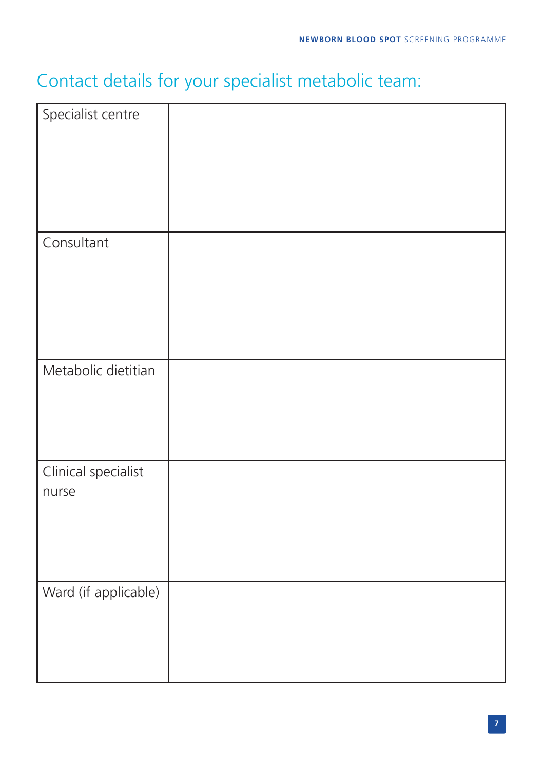## Contact details for your specialist metabolic team:

| | |
|---|---|
| Specialist centre | |
| Consultant | |
| Metabolic dietitian | |
| Clinical specialist nurse | |
| Ward (if applicable) | |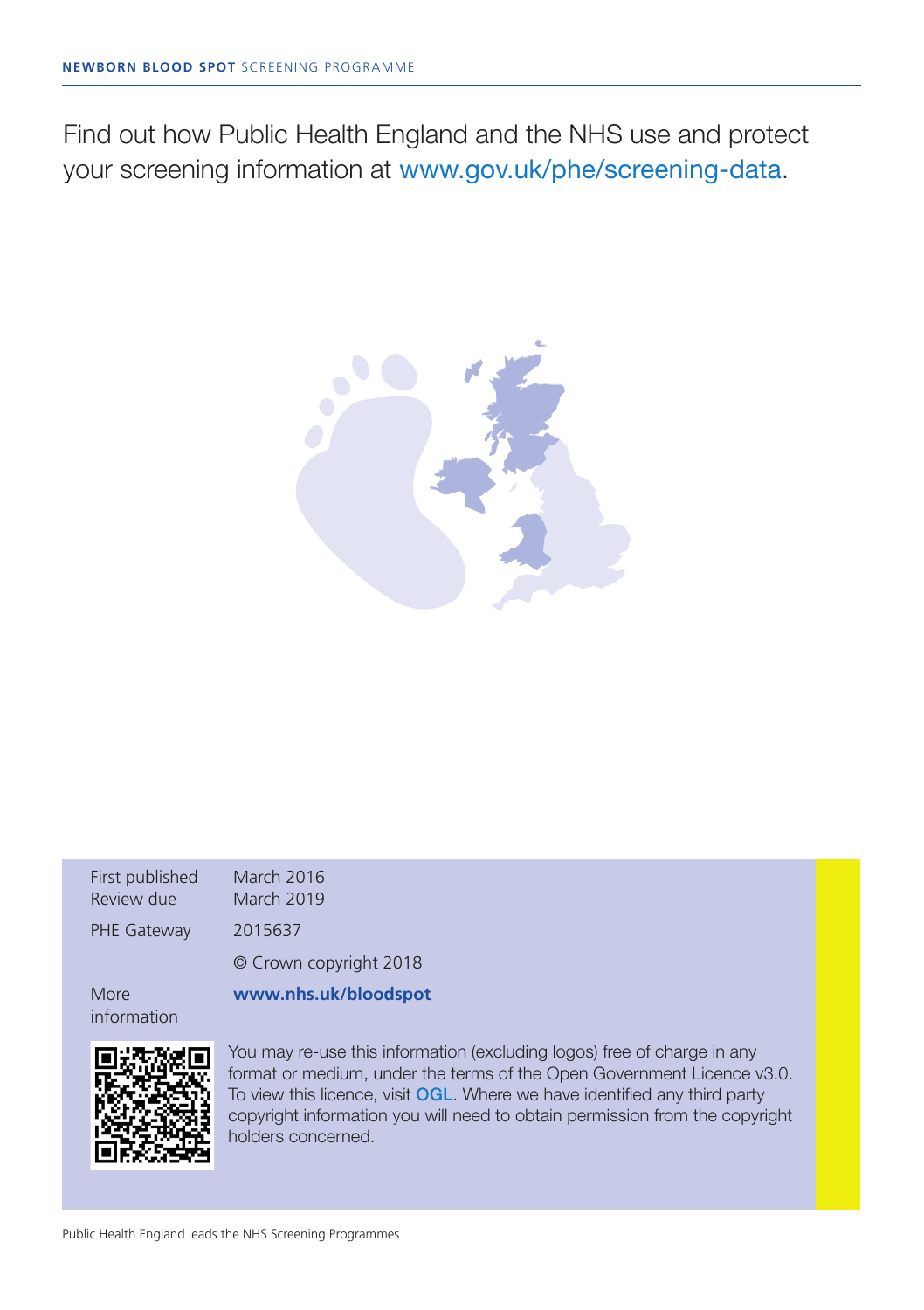Find out how Public Health England and the NHS use and protect your screening information at www.gov.uk/phe/screening-data.

| | |
|---|---|
| First published | March 2016 |
| Review due | March 2019 |
| PHE Gateway | 2015637 |
| | © Crown copyright 2018 |
| More information | **www.nhs.uk/bloodspot** |

You may re-use this information (excluding logos) free of charge in any format or medium, under the terms of the Open Government Licence v3.0. To view this licence, visit **OGL**. Where we have identified any third party copyright information you will need to obtain permission from the copyright holders concerned.

Public Health England leads the NHS Screening Programmes